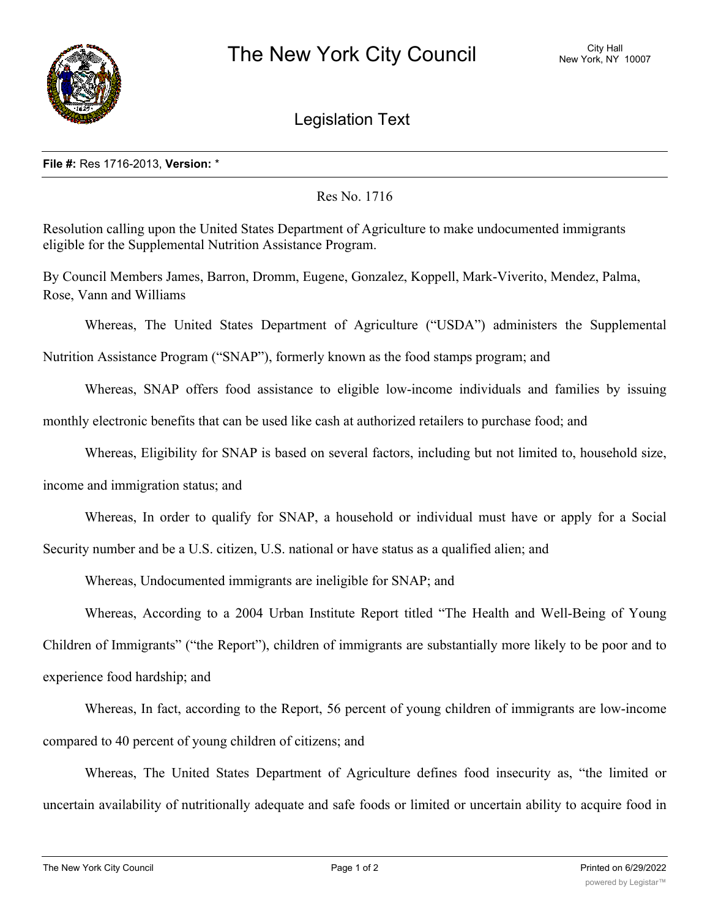# The New York City Council

City Hall
New York, NY 10007

## Legislation Text

**File #:** Res 1716-2013, **Version:** *

Res No. 1716

Resolution calling upon the United States Department of Agriculture to make undocumented immigrants eligible for the Supplemental Nutrition Assistance Program.

By Council Members James, Barron, Dromm, Eugene, Gonzalez, Koppell, Mark-Viverito, Mendez, Palma, Rose, Vann and Williams

Whereas, The United States Department of Agriculture ("USDA") administers the Supplemental Nutrition Assistance Program ("SNAP"), formerly known as the food stamps program; and

Whereas, SNAP offers food assistance to eligible low-income individuals and families by issuing monthly electronic benefits that can be used like cash at authorized retailers to purchase food; and

Whereas, Eligibility for SNAP is based on several factors, including but not limited to, household size, income and immigration status; and

Whereas, In order to qualify for SNAP, a household or individual must have or apply for a Social Security number and be a U.S. citizen, U.S. national or have status as a qualified alien; and

Whereas, Undocumented immigrants are ineligible for SNAP; and

Whereas, According to a 2004 Urban Institute Report titled "The Health and Well-Being of Young Children of Immigrants" ("the Report"), children of immigrants are substantially more likely to be poor and to experience food hardship; and

Whereas, In fact, according to the Report, 56 percent of young children of immigrants are low-income compared to 40 percent of young children of citizens; and

Whereas, The United States Department of Agriculture defines food insecurity as, "the limited or uncertain availability of nutritionally adequate and safe foods or limited or uncertain ability to acquire food in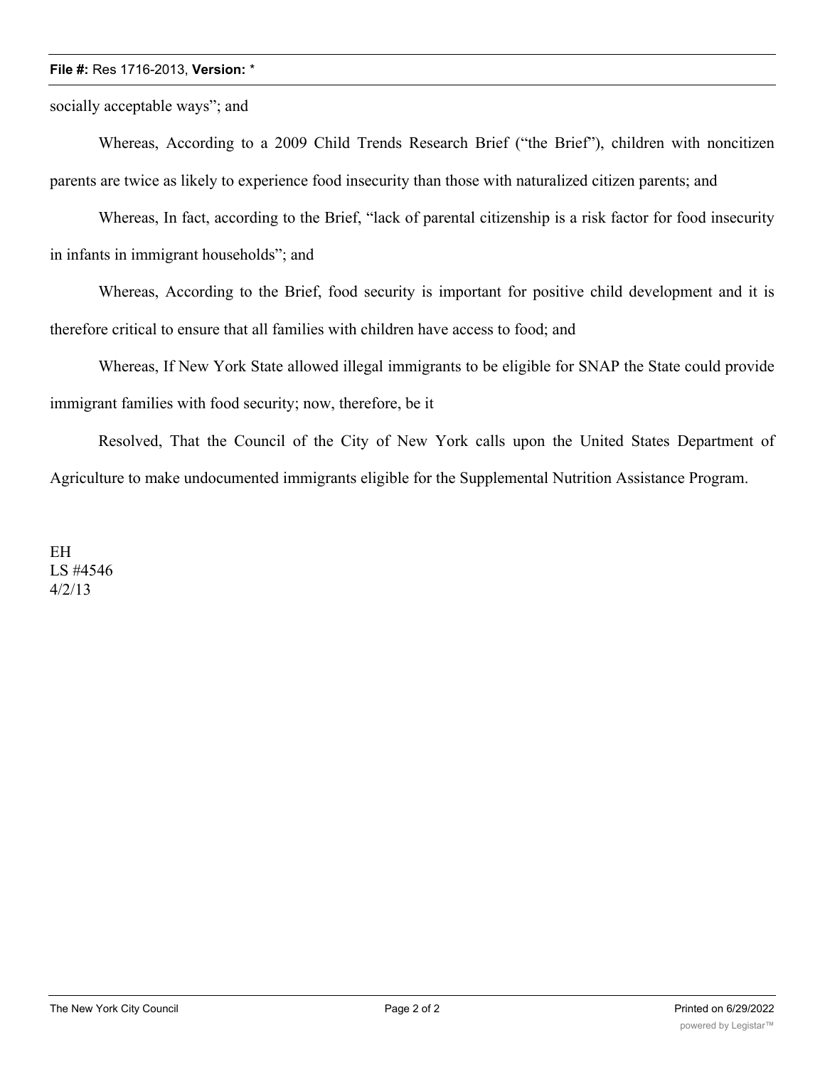socially acceptable ways"; and

Whereas, According to a 2009 Child Trends Research Brief ("the Brief"), children with noncitizen parents are twice as likely to experience food insecurity than those with naturalized citizen parents; and

Whereas, In fact, according to the Brief, "lack of parental citizenship is a risk factor for food insecurity in infants in immigrant households"; and

Whereas, According to the Brief, food security is important for positive child development and it is therefore critical to ensure that all families with children have access to food; and

Whereas, If New York State allowed illegal immigrants to be eligible for SNAP the State could provide immigrant families with food security; now, therefore, be it

Resolved, That the Council of the City of New York calls upon the United States Department of Agriculture to make undocumented immigrants eligible for the Supplemental Nutrition Assistance Program.

EH
LS #4546
4/2/13